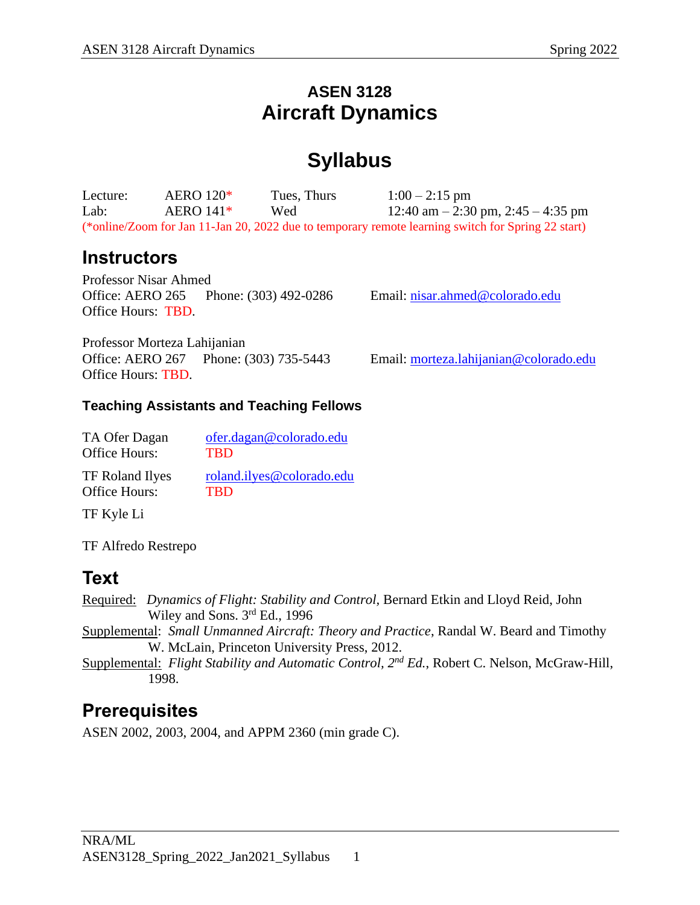# ASEN 3128
# Aircraft Dynamics

# Syllabus

| | | | |
|---|---|---|---|
| Lecture: | AERO 120* | Tues, Thurs | 1:00 – 2:15 pm |
| Lab: | AERO 141* | Wed | 12:40 am – 2:30 pm, 2:45 – 4:35 pm |

(*online/Zoom for Jan 11-Jan 20, 2022 due to temporary remote learning switch for Spring 22 start)

## Instructors

Professor Nisar Ahmed
Office: AERO 265 Phone: (303) 492-0286 Email: nisar.ahmed@colorado.edu
Office Hours: TBD.

Professor Morteza Lahijanian
Office: AERO 267 Phone: (303) 735-5443 Email: morteza.lahijanian@colorado.edu
Office Hours: TBD.

### Teaching Assistants and Teaching Fellows

TA Ofer Dagan ofer.dagan@colorado.edu
Office Hours: TBD

TF Roland Ilyes roland.ilyes@colorado.edu
Office Hours: TBD

TF Kyle Li

TF Alfredo Restrepo

## Text

Required: *Dynamics of Flight: Stability and Control*, Bernard Etkin and Lloyd Reid, John Wiley and Sons. 3rd Ed., 1996

Supplemental: *Small Unmanned Aircraft: Theory and Practice*, Randal W. Beard and Timothy W. McLain, Princeton University Press, 2012.

Supplemental: *Flight Stability and Automatic Control, 2nd Ed.*, Robert C. Nelson, McGraw-Hill, 1998.

## Prerequisites

ASEN 2002, 2003, 2004, and APPM 2360 (min grade C).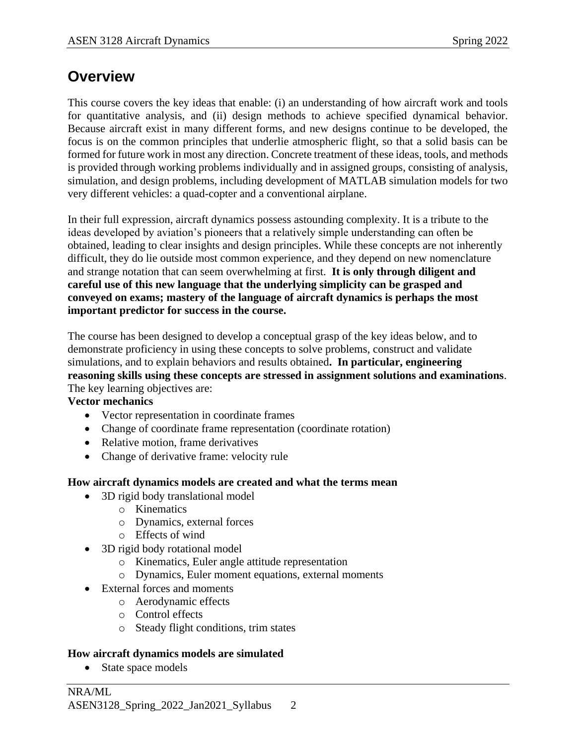## Overview

This course covers the key ideas that enable: (i) an understanding of how aircraft work and tools for quantitative analysis, and (ii) design methods to achieve specified dynamical behavior. Because aircraft exist in many different forms, and new designs continue to be developed, the focus is on the common principles that underlie atmospheric flight, so that a solid basis can be formed for future work in most any direction. Concrete treatment of these ideas, tools, and methods is provided through working problems individually and in assigned groups, consisting of analysis, simulation, and design problems, including development of MATLAB simulation models for two very different vehicles: a quad-copter and a conventional airplane.

In their full expression, aircraft dynamics possess astounding complexity. It is a tribute to the ideas developed by aviation's pioneers that a relatively simple understanding can often be obtained, leading to clear insights and design principles. While these concepts are not inherently difficult, they do lie outside most common experience, and they depend on new nomenclature and strange notation that can seem overwhelming at first. **It is only through diligent and careful use of this new language that the underlying simplicity can be grasped and conveyed on exams; mastery of the language of aircraft dynamics is perhaps the most important predictor for success in the course.**

The course has been designed to develop a conceptual grasp of the key ideas below, and to demonstrate proficiency in using these concepts to solve problems, construct and validate simulations, and to explain behaviors and results obtained**. In particular, engineering reasoning skills using these concepts are stressed in assignment solutions and examinations**. The key learning objectives are:

**Vector mechanics**

- Vector representation in coordinate frames
- Change of coordinate frame representation (coordinate rotation)
- Relative motion, frame derivatives
- Change of derivative frame: velocity rule

**How aircraft dynamics models are created and what the terms mean**

- 3D rigid body translational model
  - Kinematics
  - Dynamics, external forces
  - Effects of wind
- 3D rigid body rotational model
  - Kinematics, Euler angle attitude representation
  - Dynamics, Euler moment equations, external moments
- External forces and moments
  - Aerodynamic effects
  - Control effects
  - Steady flight conditions, trim states

**How aircraft dynamics models are simulated**

- State space models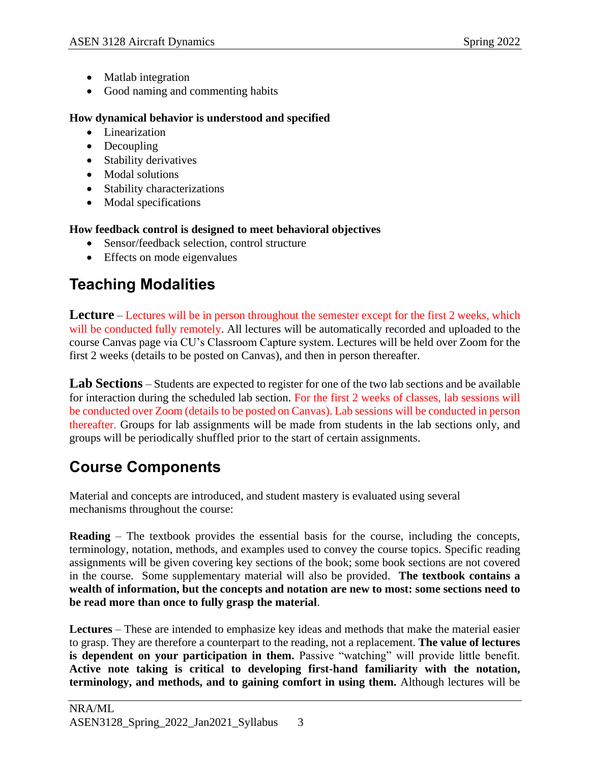- Matlab integration
- Good naming and commenting habits

**How dynamical behavior is understood and specified**

- Linearization
- Decoupling
- Stability derivatives
- Modal solutions
- Stability characterizations
- Modal specifications

**How feedback control is designed to meet behavioral objectives**

- Sensor/feedback selection, control structure
- Effects on mode eigenvalues

## Teaching Modalities

**Lecture** – Lectures will be in person throughout the semester except for the first 2 weeks, which will be conducted fully remotely. All lectures will be automatically recorded and uploaded to the course Canvas page via CU's Classroom Capture system. Lectures will be held over Zoom for the first 2 weeks (details to be posted on Canvas), and then in person thereafter.

**Lab Sections** – Students are expected to register for one of the two lab sections and be available for interaction during the scheduled lab section. For the first 2 weeks of classes, lab sessions will be conducted over Zoom (details to be posted on Canvas). Lab sessions will be conducted in person thereafter. Groups for lab assignments will be made from students in the lab sections only, and groups will be periodically shuffled prior to the start of certain assignments.

## Course Components

Material and concepts are introduced, and student mastery is evaluated using several mechanisms throughout the course:

**Reading** – The textbook provides the essential basis for the course, including the concepts, terminology, notation, methods, and examples used to convey the course topics. Specific reading assignments will be given covering key sections of the book; some book sections are not covered in the course. Some supplementary material will also be provided. **The textbook contains a wealth of information, but the concepts and notation are new to most: some sections need to be read more than once to fully grasp the material**.

**Lectures** – These are intended to emphasize key ideas and methods that make the material easier to grasp. They are therefore a counterpart to the reading, not a replacement. **The value of lectures is dependent on your participation in them.** Passive "watching" will provide little benefit. **Active note taking is critical to developing first-hand familiarity with the notation, terminology, and methods, and to gaining comfort in using them.** Although lectures will be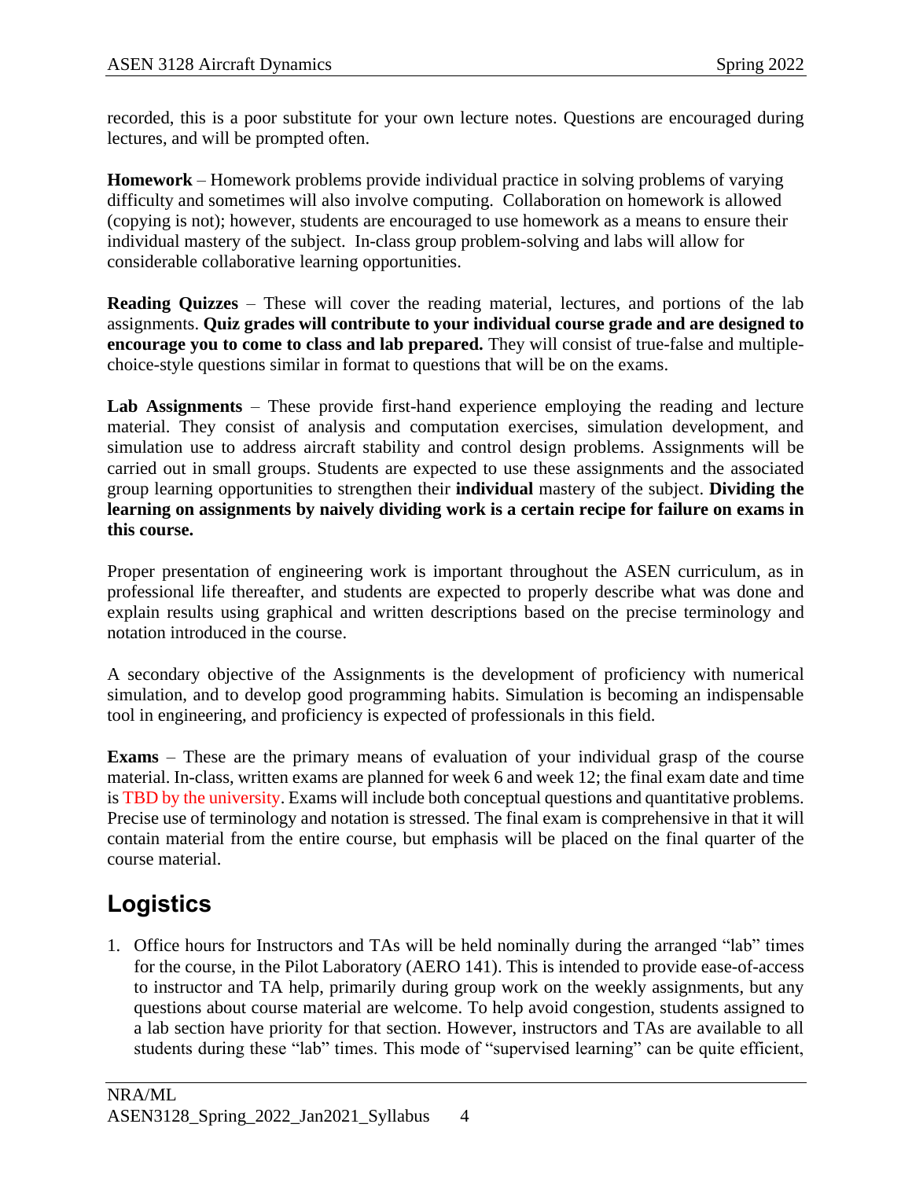recorded, this is a poor substitute for your own lecture notes. Questions are encouraged during lectures, and will be prompted often.

**Homework** – Homework problems provide individual practice in solving problems of varying difficulty and sometimes will also involve computing. Collaboration on homework is allowed (copying is not); however, students are encouraged to use homework as a means to ensure their individual mastery of the subject. In-class group problem-solving and labs will allow for considerable collaborative learning opportunities.

**Reading Quizzes** – These will cover the reading material, lectures, and portions of the lab assignments. **Quiz grades will contribute to your individual course grade and are designed to encourage you to come to class and lab prepared.** They will consist of true-false and multiple-choice-style questions similar in format to questions that will be on the exams.

**Lab Assignments** – These provide first-hand experience employing the reading and lecture material. They consist of analysis and computation exercises, simulation development, and simulation use to address aircraft stability and control design problems. Assignments will be carried out in small groups. Students are expected to use these assignments and the associated group learning opportunities to strengthen their **individual** mastery of the subject. **Dividing the learning on assignments by naively dividing work is a certain recipe for failure on exams in this course.**

Proper presentation of engineering work is important throughout the ASEN curriculum, as in professional life thereafter, and students are expected to properly describe what was done and explain results using graphical and written descriptions based on the precise terminology and notation introduced in the course.

A secondary objective of the Assignments is the development of proficiency with numerical simulation, and to develop good programming habits. Simulation is becoming an indispensable tool in engineering, and proficiency is expected of professionals in this field.

**Exams** – These are the primary means of evaluation of your individual grasp of the course material. In-class, written exams are planned for week 6 and week 12; the final exam date and time is TBD by the university. Exams will include both conceptual questions and quantitative problems. Precise use of terminology and notation is stressed. The final exam is comprehensive in that it will contain material from the entire course, but emphasis will be placed on the final quarter of the course material.

## Logistics

1. Office hours for Instructors and TAs will be held nominally during the arranged "lab" times for the course, in the Pilot Laboratory (AERO 141). This is intended to provide ease-of-access to instructor and TA help, primarily during group work on the weekly assignments, but any questions about course material are welcome. To help avoid congestion, students assigned to a lab section have priority for that section. However, instructors and TAs are available to all students during these "lab" times. This mode of "supervised learning" can be quite efficient,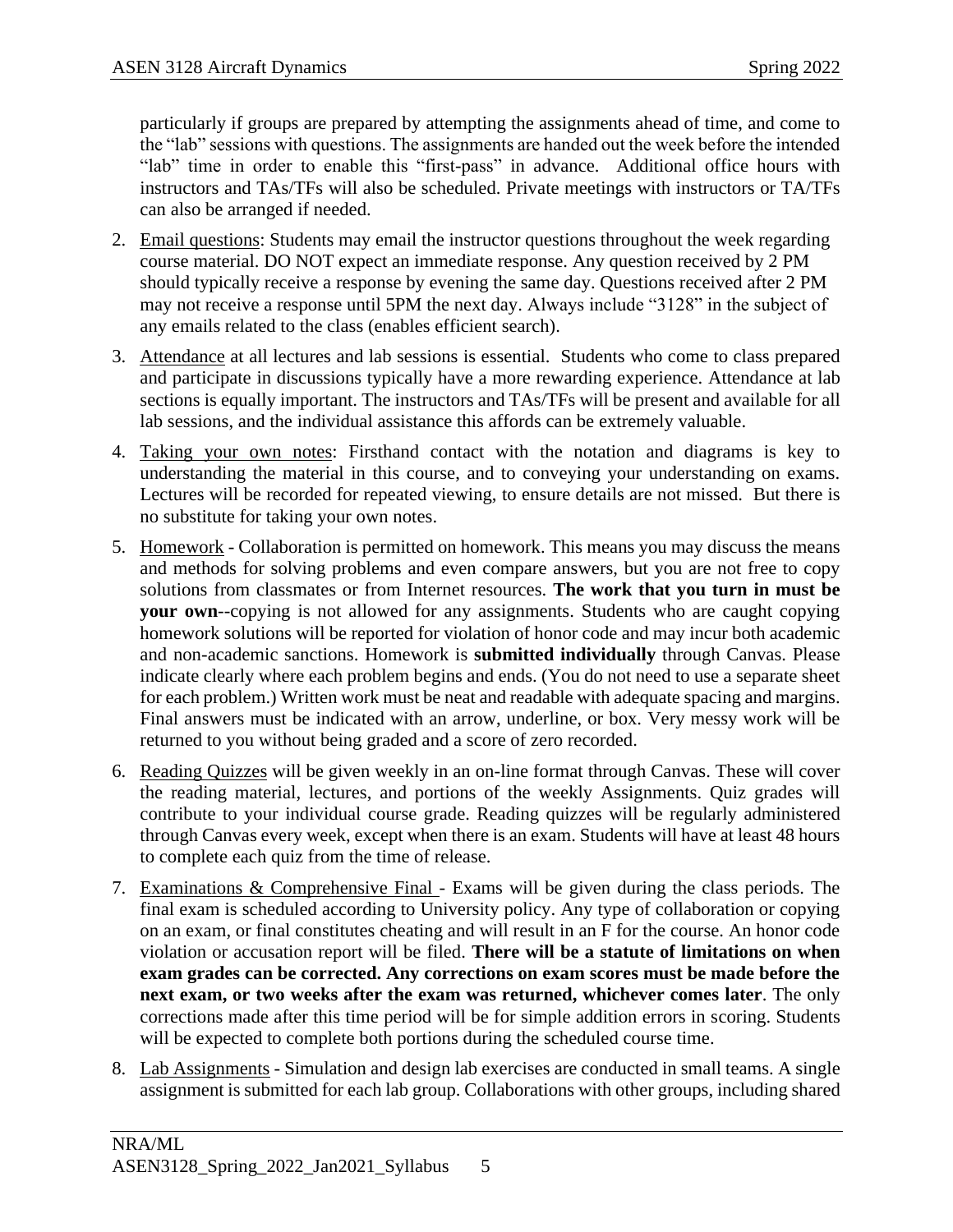particularly if groups are prepared by attempting the assignments ahead of time, and come to the "lab" sessions with questions. The assignments are handed out the week before the intended "lab" time in order to enable this "first-pass" in advance. Additional office hours with instructors and TAs/TFs will also be scheduled. Private meetings with instructors or TA/TFs can also be arranged if needed.

2. Email questions: Students may email the instructor questions throughout the week regarding course material. DO NOT expect an immediate response. Any question received by 2 PM should typically receive a response by evening the same day. Questions received after 2 PM may not receive a response until 5PM the next day. Always include "3128" in the subject of any emails related to the class (enables efficient search).

3. Attendance at all lectures and lab sessions is essential. Students who come to class prepared and participate in discussions typically have a more rewarding experience. Attendance at lab sections is equally important. The instructors and TAs/TFs will be present and available for all lab sessions, and the individual assistance this affords can be extremely valuable.

4. Taking your own notes: Firsthand contact with the notation and diagrams is key to understanding the material in this course, and to conveying your understanding on exams. Lectures will be recorded for repeated viewing, to ensure details are not missed. But there is no substitute for taking your own notes.

5. Homework - Collaboration is permitted on homework. This means you may discuss the means and methods for solving problems and even compare answers, but you are not free to copy solutions from classmates or from Internet resources. **The work that you turn in must be your own**--copying is not allowed for any assignments. Students who are caught copying homework solutions will be reported for violation of honor code and may incur both academic and non-academic sanctions. Homework is **submitted individually** through Canvas. Please indicate clearly where each problem begins and ends. (You do not need to use a separate sheet for each problem.) Written work must be neat and readable with adequate spacing and margins. Final answers must be indicated with an arrow, underline, or box. Very messy work will be returned to you without being graded and a score of zero recorded.

6. Reading Quizzes will be given weekly in an on-line format through Canvas. These will cover the reading material, lectures, and portions of the weekly Assignments. Quiz grades will contribute to your individual course grade. Reading quizzes will be regularly administered through Canvas every week, except when there is an exam. Students will have at least 48 hours to complete each quiz from the time of release.

7. Examinations & Comprehensive Final - Exams will be given during the class periods. The final exam is scheduled according to University policy. Any type of collaboration or copying on an exam, or final constitutes cheating and will result in an F for the course. An honor code violation or accusation report will be filed. **There will be a statute of limitations on when exam grades can be corrected. Any corrections on exam scores must be made before the next exam, or two weeks after the exam was returned, whichever comes later**. The only corrections made after this time period will be for simple addition errors in scoring. Students will be expected to complete both portions during the scheduled course time.

8. Lab Assignments - Simulation and design lab exercises are conducted in small teams. A single assignment is submitted for each lab group. Collaborations with other groups, including shared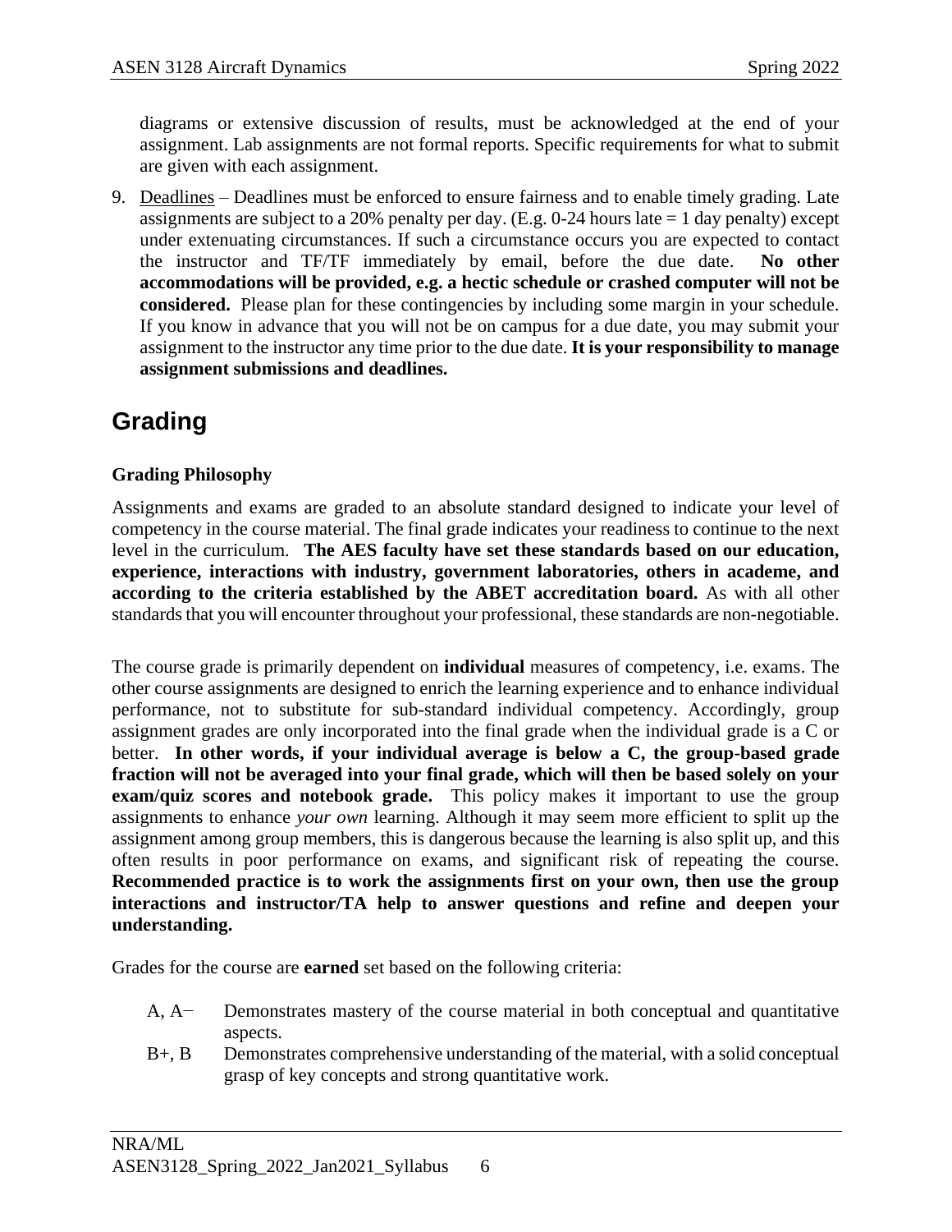diagrams or extensive discussion of results, must be acknowledged at the end of your assignment. Lab assignments are not formal reports. Specific requirements for what to submit are given with each assignment.

9. Deadlines – Deadlines must be enforced to ensure fairness and to enable timely grading. Late assignments are subject to a 20% penalty per day. (E.g. 0-24 hours late = 1 day penalty) except under extenuating circumstances. If such a circumstance occurs you are expected to contact the instructor and TF/TF immediately by email, before the due date. **No other accommodations will be provided, e.g. a hectic schedule or crashed computer will not be considered.** Please plan for these contingencies by including some margin in your schedule. If you know in advance that you will not be on campus for a due date, you may submit your assignment to the instructor any time prior to the due date. **It is your responsibility to manage assignment submissions and deadlines.**

# Grading

### Grading Philosophy

Assignments and exams are graded to an absolute standard designed to indicate your level of competency in the course material. The final grade indicates your readiness to continue to the next level in the curriculum. **The AES faculty have set these standards based on our education, experience, interactions with industry, government laboratories, others in academe, and according to the criteria established by the ABET accreditation board.** As with all other standards that you will encounter throughout your professional, these standards are non-negotiable.

The course grade is primarily dependent on **individual** measures of competency, i.e. exams. The other course assignments are designed to enrich the learning experience and to enhance individual performance, not to substitute for sub-standard individual competency. Accordingly, group assignment grades are only incorporated into the final grade when the individual grade is a C or better. **In other words, if your individual average is below a C, the group-based grade fraction will not be averaged into your final grade, which will then be based solely on your exam/quiz scores and notebook grade.** This policy makes it important to use the group assignments to enhance *your own* learning. Although it may seem more efficient to split up the assignment among group members, this is dangerous because the learning is also split up, and this often results in poor performance on exams, and significant risk of repeating the course. **Recommended practice is to work the assignments first on your own, then use the group interactions and instructor/TA help to answer questions and refine and deepen your understanding.**

Grades for the course are **earned** set based on the following criteria:

- A, A− Demonstrates mastery of the course material in both conceptual and quantitative aspects.
- B+, B Demonstrates comprehensive understanding of the material, with a solid conceptual grasp of key concepts and strong quantitative work.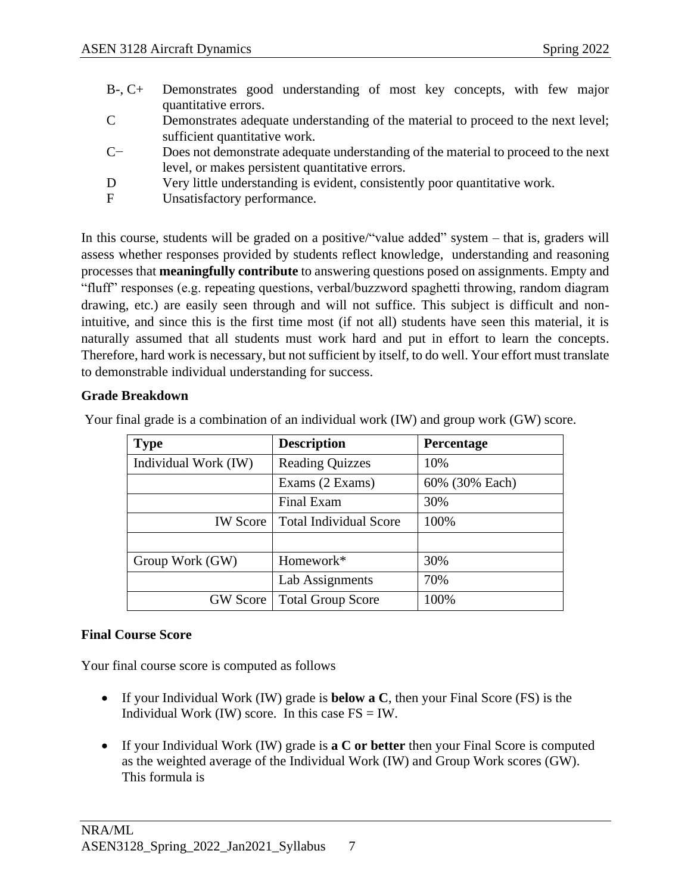B-, C+ Demonstrates good understanding of most key concepts, with few major quantitative errors.
C Demonstrates adequate understanding of the material to proceed to the next level; sufficient quantitative work.
C− Does not demonstrate adequate understanding of the material to proceed to the next level, or makes persistent quantitative errors.
D Very little understanding is evident, consistently poor quantitative work.
F Unsatisfactory performance.

In this course, students will be graded on a positive/"value added" system – that is, graders will assess whether responses provided by students reflect knowledge, understanding and reasoning processes that **meaningfully contribute** to answering questions posed on assignments. Empty and "fluff" responses (e.g. repeating questions, verbal/buzzword spaghetti throwing, random diagram drawing, etc.) are easily seen through and will not suffice. This subject is difficult and non-intuitive, and since this is the first time most (if not all) students have seen this material, it is naturally assumed that all students must work hard and put in effort to learn the concepts. Therefore, hard work is necessary, but not sufficient by itself, to do well. Your effort must translate to demonstrable individual understanding for success.

**Grade Breakdown**

Your final grade is a combination of an individual work (IW) and group work (GW) score.

| Type | Description | Percentage |
|---|---|---|
| Individual Work (IW) | Reading Quizzes | 10% |
| | Exams (2 Exams) | 60% (30% Each) |
| | Final Exam | 30% |
| IW Score | Total Individual Score | 100% |
| | | |
| Group Work (GW) | Homework* | 30% |
| | Lab Assignments | 70% |
| GW Score | Total Group Score | 100% |

**Final Course Score**

Your final course score is computed as follows

- If your Individual Work (IW) grade is **below a C**, then your Final Score (FS) is the Individual Work (IW) score. In this case FS = IW.

- If your Individual Work (IW) grade is **a C or better** then your Final Score is computed as the weighted average of the Individual Work (IW) and Group Work scores (GW). This formula is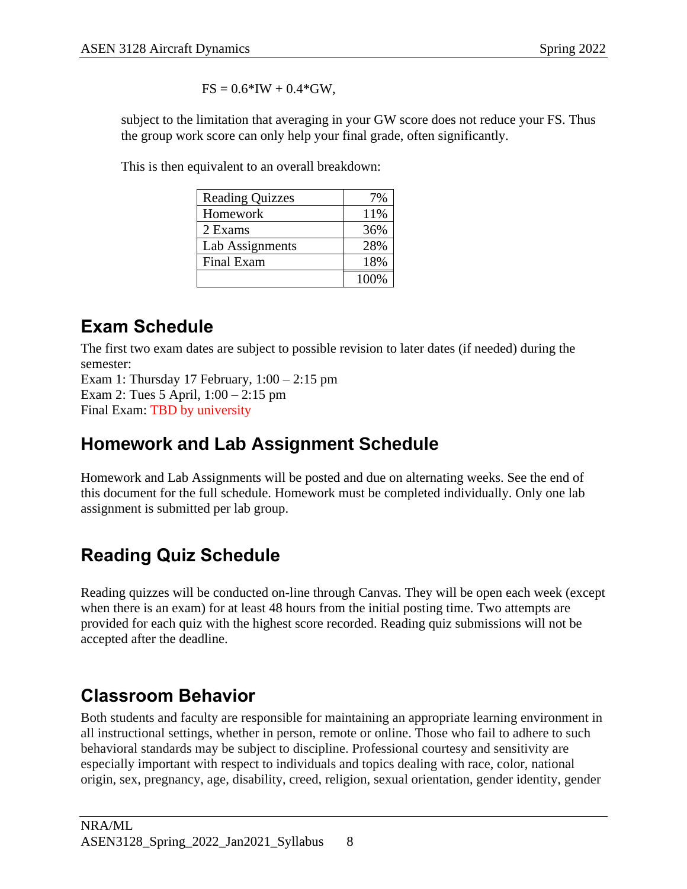$$FS = 0.6*IW + 0.4*GW,$$

subject to the limitation that averaging in your GW score does not reduce your FS. Thus the group work score can only help your final grade, often significantly.

This is then equivalent to an overall breakdown:

| | |
|---|---|
| Reading Quizzes | 7% |
| Homework | 11% |
| 2 Exams | 36% |
| Lab Assignments | 28% |
| Final Exam | 18% |
| | 100% |

## Exam Schedule

The first two exam dates are subject to possible revision to later dates (if needed) during the semester:
Exam 1: Thursday 17 February, 1:00 – 2:15 pm
Exam 2: Tues 5 April, 1:00 – 2:15 pm
Final Exam: TBD by university

## Homework and Lab Assignment Schedule

Homework and Lab Assignments will be posted and due on alternating weeks. See the end of this document for the full schedule. Homework must be completed individually. Only one lab assignment is submitted per lab group.

## Reading Quiz Schedule

Reading quizzes will be conducted on-line through Canvas. They will be open each week (except when there is an exam) for at least 48 hours from the initial posting time. Two attempts are provided for each quiz with the highest score recorded. Reading quiz submissions will not be accepted after the deadline.

## Classroom Behavior

Both students and faculty are responsible for maintaining an appropriate learning environment in all instructional settings, whether in person, remote or online. Those who fail to adhere to such behavioral standards may be subject to discipline. Professional courtesy and sensitivity are especially important with respect to individuals and topics dealing with race, color, national origin, sex, pregnancy, age, disability, creed, religion, sexual orientation, gender identity, gender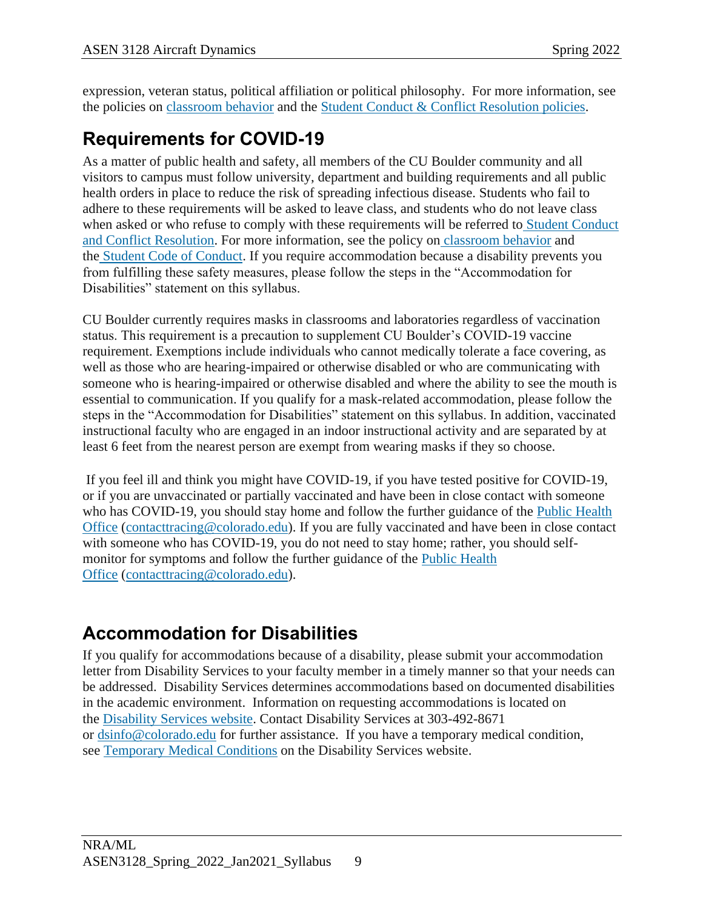expression, veteran status, political affiliation or political philosophy. For more information, see the policies on classroom behavior and the Student Conduct & Conflict Resolution policies.

## Requirements for COVID-19

As a matter of public health and safety, all members of the CU Boulder community and all visitors to campus must follow university, department and building requirements and all public health orders in place to reduce the risk of spreading infectious disease. Students who fail to adhere to these requirements will be asked to leave class, and students who do not leave class when asked or who refuse to comply with these requirements will be referred to Student Conduct and Conflict Resolution. For more information, see the policy on classroom behavior and the Student Code of Conduct. If you require accommodation because a disability prevents you from fulfilling these safety measures, please follow the steps in the "Accommodation for Disabilities" statement on this syllabus.

CU Boulder currently requires masks in classrooms and laboratories regardless of vaccination status. This requirement is a precaution to supplement CU Boulder's COVID-19 vaccine requirement. Exemptions include individuals who cannot medically tolerate a face covering, as well as those who are hearing-impaired or otherwise disabled or who are communicating with someone who is hearing-impaired or otherwise disabled and where the ability to see the mouth is essential to communication. If you qualify for a mask-related accommodation, please follow the steps in the "Accommodation for Disabilities" statement on this syllabus. In addition, vaccinated instructional faculty who are engaged in an indoor instructional activity and are separated by at least 6 feet from the nearest person are exempt from wearing masks if they so choose.

If you feel ill and think you might have COVID-19, if you have tested positive for COVID-19, or if you are unvaccinated or partially vaccinated and have been in close contact with someone who has COVID-19, you should stay home and follow the further guidance of the Public Health Office (contacttracing@colorado.edu). If you are fully vaccinated and have been in close contact with someone who has COVID-19, you do not need to stay home; rather, you should self-monitor for symptoms and follow the further guidance of the Public Health Office (contacttracing@colorado.edu).

## Accommodation for Disabilities

If you qualify for accommodations because of a disability, please submit your accommodation letter from Disability Services to your faculty member in a timely manner so that your needs can be addressed. Disability Services determines accommodations based on documented disabilities in the academic environment. Information on requesting accommodations is located on the Disability Services website. Contact Disability Services at 303-492-8671 or dsinfo@colorado.edu for further assistance. If you have a temporary medical condition, see Temporary Medical Conditions on the Disability Services website.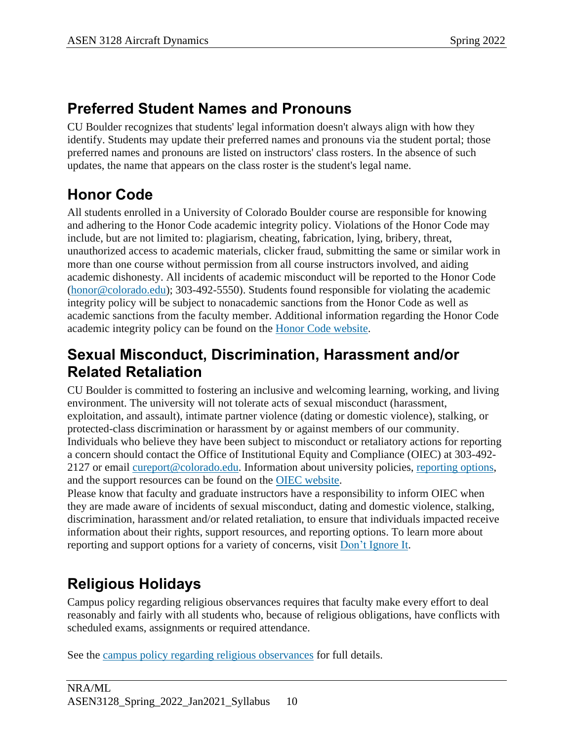## Preferred Student Names and Pronouns

CU Boulder recognizes that students' legal information doesn't always align with how they identify. Students may update their preferred names and pronouns via the student portal; those preferred names and pronouns are listed on instructors' class rosters. In the absence of such updates, the name that appears on the class roster is the student's legal name.

## Honor Code

All students enrolled in a University of Colorado Boulder course are responsible for knowing and adhering to the Honor Code academic integrity policy. Violations of the Honor Code may include, but are not limited to: plagiarism, cheating, fabrication, lying, bribery, threat, unauthorized access to academic materials, clicker fraud, submitting the same or similar work in more than one course without permission from all course instructors involved, and aiding academic dishonesty. All incidents of academic misconduct will be reported to the Honor Code (honor@colorado.edu); 303-492-5550). Students found responsible for violating the academic integrity policy will be subject to nonacademic sanctions from the Honor Code as well as academic sanctions from the faculty member. Additional information regarding the Honor Code academic integrity policy can be found on the Honor Code website.

## Sexual Misconduct, Discrimination, Harassment and/or Related Retaliation

CU Boulder is committed to fostering an inclusive and welcoming learning, working, and living environment. The university will not tolerate acts of sexual misconduct (harassment, exploitation, and assault), intimate partner violence (dating or domestic violence), stalking, or protected-class discrimination or harassment by or against members of our community. Individuals who believe they have been subject to misconduct or retaliatory actions for reporting a concern should contact the Office of Institutional Equity and Compliance (OIEC) at 303-492-2127 or email cureport@colorado.edu. Information about university policies, reporting options, and the support resources can be found on the OIEC website.

Please know that faculty and graduate instructors have a responsibility to inform OIEC when they are made aware of incidents of sexual misconduct, dating and domestic violence, stalking, discrimination, harassment and/or related retaliation, to ensure that individuals impacted receive information about their rights, support resources, and reporting options. To learn more about reporting and support options for a variety of concerns, visit Don't Ignore It.

## Religious Holidays

Campus policy regarding religious observances requires that faculty make every effort to deal reasonably and fairly with all students who, because of religious obligations, have conflicts with scheduled exams, assignments or required attendance.

See the campus policy regarding religious observances for full details.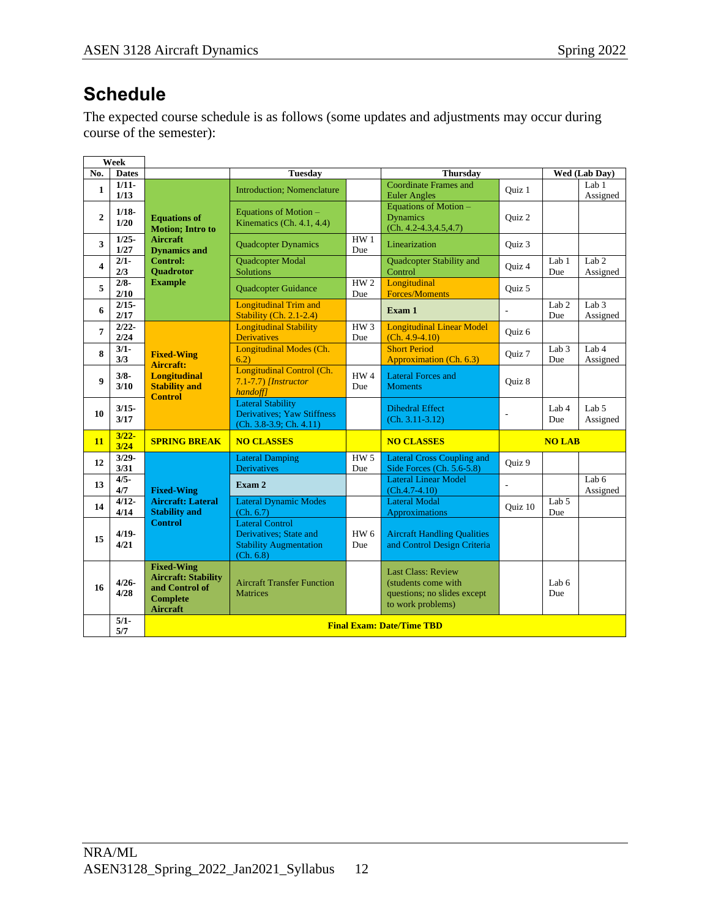## Schedule

The expected course schedule is as follows (some updates and adjustments may occur during course of the semester):

| Week No. | Week Dates | | Tuesday | | Thursday | | Wed (Lab Day) | |
|---|---|---|---|---|---|---|---|---|
| 1 | 1/11-1/13 | **Equations of Motion; Intro to Aircraft Dynamics and Control: Quadrotor Example** | Introduction; Nomenclature | | Coordinate Frames and Euler Angles | Quiz 1 | | Lab 1 Assigned |
| 2 | 1/18-1/20 | | Equations of Motion – Kinematics (Ch. 4.1, 4.4) | | Equations of Motion – Dynamics (Ch. 4.2-4.3,4.5,4.7) | Quiz 2 | | |
| 3 | 1/25-1/27 | | Quadcopter Dynamics | HW 1 Due | Linearization | Quiz 3 | | |
| 4 | 2/1-2/3 | | Quadcopter Modal Solutions | | Quadcopter Stability and Control | Quiz 4 | Lab 1 Due | Lab 2 Assigned |
| 5 | 2/8-2/10 | | Quadcopter Guidance | HW 2 Due | Longitudinal Forces/Moments | Quiz 5 | | |
| 6 | 2/15-2/17 | | Longitudinal Trim and Stability (Ch. 2.1-2.4) | | **Exam 1** | - | Lab 2 Due | Lab 3 Assigned |
| 7 | 2/22-2/24 | **Fixed-Wing Aircraft: Longitudinal Stability and Control** | Longitudinal Stability Derivatives | HW 3 Due | Longitudinal Linear Model (Ch. 4.9-4.10) | Quiz 6 | | |
| 8 | 3/1-3/3 | | Longitudinal Modes (Ch. 6.2) | | Short Period Approximation (Ch. 6.3) | Quiz 7 | Lab 3 Due | Lab 4 Assigned |
| 9 | 3/8-3/10 | | Longitudinal Control (Ch. 7.1-7.7) *[Instructor handoff]* | HW 4 Due | Lateral Forces and Moments | Quiz 8 | | |
| 10 | 3/15-3/17 | | Lateral Stability Derivatives; Yaw Stiffness (Ch. 3.8-3.9; Ch. 4.11) | | Dihedral Effect (Ch. 3.11-3.12) | - | Lab 4 Due | Lab 5 Assigned |
| 11 | 3/22-3/24 | **SPRING BREAK** | **NO CLASSES** | | **NO CLASSES** | | **NO LAB** | |
| 12 | 3/29-3/31 | **Fixed-Wing Aircraft: Lateral Stability and Control** | Lateral Damping Derivatives | HW 5 Due | Lateral Cross Coupling and Side Forces (Ch. 5.6-5.8) | Quiz 9 | | |
| 13 | 4/5-4/7 | | **Exam 2** | | Lateral Linear Model (Ch.4.7-4.10) | - | | Lab 6 Assigned |
| 14 | 4/12-4/14 | | Lateral Dynamic Modes (Ch. 6.7) | | Lateral Modal Approximations | Quiz 10 | Lab 5 Due | |
| 15 | 4/19-4/21 | | Lateral Control Derivatives; State and Stability Augmentation (Ch. 6.8) | HW 6 Due | Aircraft Handling Qualities and Control Design Criteria | | | |
| 16 | 4/26-4/28 | **Fixed-Wing Aircraft: Stability and Control of Complete Aircraft** | Aircraft Transfer Function Matrices | | Last Class: Review (students come with questions; no slides except to work problems) | | Lab 6 Due | |
| | 5/1-5/7 | **Final Exam: Date/Time TBD** | | | | | | |

NRA/ML
ASEN3128_Spring_2022_Jan2021_Syllabus